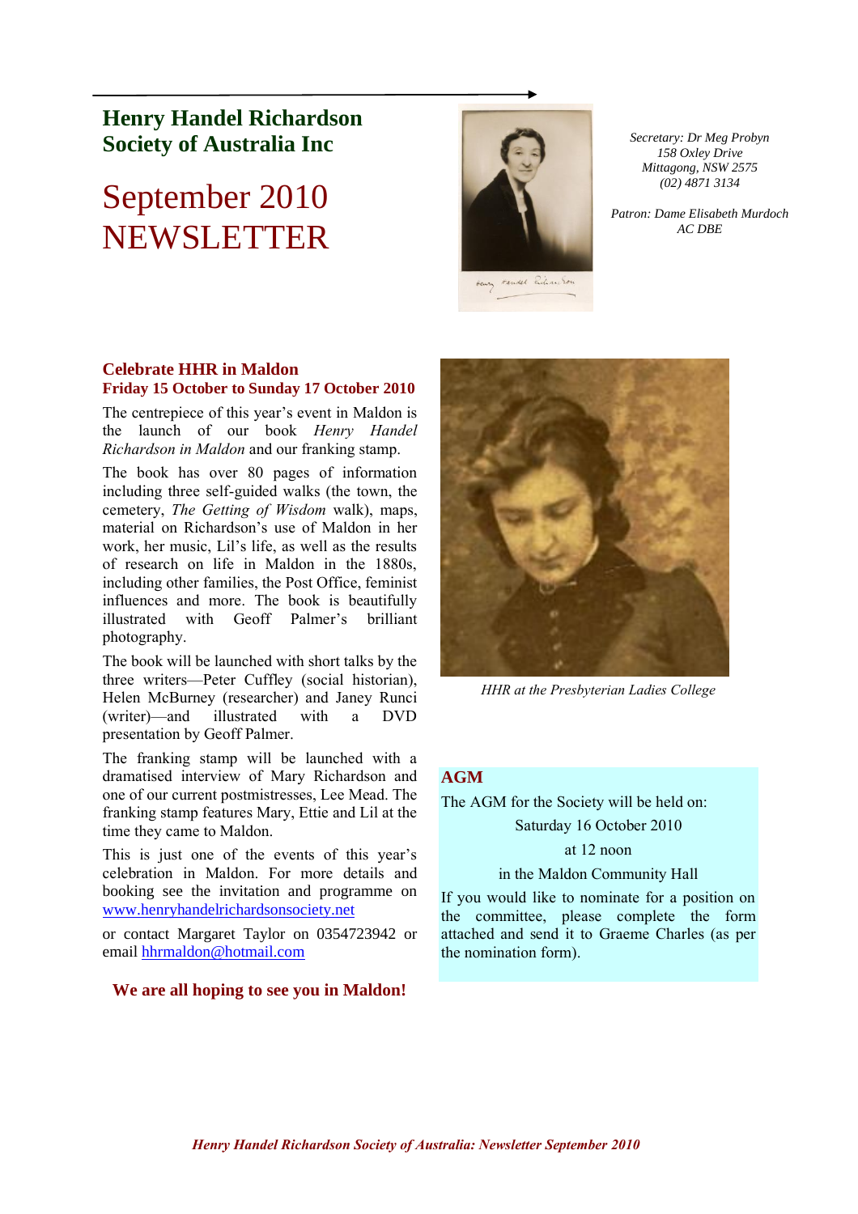# Henry Handel Richardson Society of Australia Inc

# September 2010 NEWSLETTER

*Secretary: Dr Meg Probyn*
*158 Oxley Drive*
*Mittagong, NSW 2575*
*(02) 4871 3134*

*Patron: Dame Elisabeth Murdoch AC DBE*

## Celebrate HHR in Maldon
### Friday 15 October to Sunday 17 October 2010

The centrepiece of this year's event in Maldon is the launch of our book *Henry Handel Richardson in Maldon* and our franking stamp.

The book has over 80 pages of information including three self-guided walks (the town, the cemetery, *The Getting of Wisdom* walk), maps, material on Richardson's use of Maldon in her work, her music, Lil's life, as well as the results of research on life in Maldon in the 1880s, including other families, the Post Office, feminist influences and more. The book is beautifully illustrated with Geoff Palmer's brilliant photography.

The book will be launched with short talks by the three writers—Peter Cuffley (social historian), Helen McBurney (researcher) and Janey Runci (writer)—and illustrated with a DVD presentation by Geoff Palmer.

The franking stamp will be launched with a dramatised interview of Mary Richardson and one of our current postmistresses, Lee Mead. The franking stamp features Mary, Ettie and Lil at the time they came to Maldon.

This is just one of the events of this year's celebration in Maldon. For more details and booking see the invitation and programme on www.henryhandelrichardsonsociety.net

or contact Margaret Taylor on 0354723942 or email hhrmaldon@hotmail.com

**We are all hoping to see you in Maldon!**

*HHR at the Presbyterian Ladies College*

## AGM

The AGM for the Society will be held on:

Saturday 16 October 2010

at 12 noon

in the Maldon Community Hall

If you would like to nominate for a position on the committee, please complete the form attached and send it to Graeme Charles (as per the nomination form).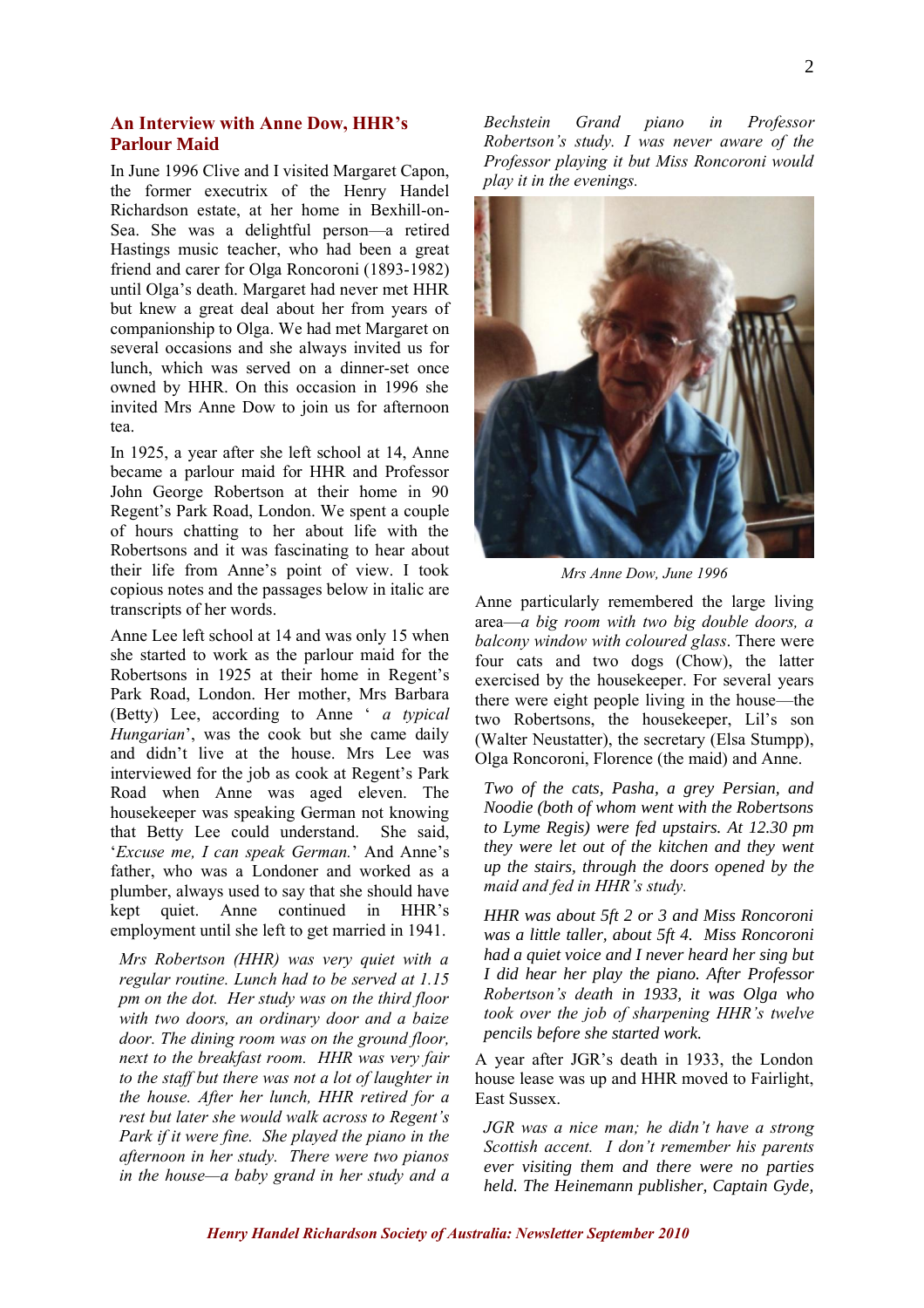## An Interview with Anne Dow, HHR's Parlour Maid

In June 1996 Clive and I visited Margaret Capon, the former executrix of the Henry Handel Richardson estate, at her home in Bexhill-on-Sea. She was a delightful person—a retired Hastings music teacher, who had been a great friend and carer for Olga Roncoroni (1893-1982) until Olga's death. Margaret had never met HHR but knew a great deal about her from years of companionship to Olga. We had met Margaret on several occasions and she always invited us for lunch, which was served on a dinner-set once owned by HHR. On this occasion in 1996 she invited Mrs Anne Dow to join us for afternoon tea.

In 1925, a year after she left school at 14, Anne became a parlour maid for HHR and Professor John George Robertson at their home in 90 Regent's Park Road, London. We spent a couple of hours chatting to her about life with the Robertsons and it was fascinating to hear about their life from Anne's point of view. I took copious notes and the passages below in italic are transcripts of her words.

Anne Lee left school at 14 and was only 15 when she started to work as the parlour maid for the Robertsons in 1925 at their home in Regent's Park Road, London. Her mother, Mrs Barbara (Betty) Lee, according to Anne '*a typical Hungarian*', was the cook but she came daily and didn't live at the house. Mrs Lee was interviewed for the job as cook at Regent's Park Road when Anne was aged eleven. The housekeeper was speaking German not knowing that Betty Lee could understand. She said, '*Excuse me, I can speak German.*' And Anne's father, who was a Londoner and worked as a plumber, always used to say that she should have kept quiet. Anne continued in HHR's employment until she left to get married in 1941.

*Mrs Robertson (HHR) was very quiet with a regular routine. Lunch had to be served at 1.15 pm on the dot. Her study was on the third floor with two doors, an ordinary door and a baize door. The dining room was on the ground floor, next to the breakfast room. HHR was very fair to the staff but there was not a lot of laughter in the house. After her lunch, HHR retired for a rest but later she would walk across to Regent's Park if it were fine. She played the piano in the afternoon in her study. There were two pianos in the house—a baby grand in her study and a Bechstein Grand piano in Professor Robertson's study. I was never aware of the Professor playing it but Miss Roncoroni would play it in the evenings.*

Mrs Anne Dow, June 1996

Anne particularly remembered the large living area—*a big room with two big double doors, a balcony window with coloured glass*. There were four cats and two dogs (Chow), the latter exercised by the housekeeper. For several years there were eight people living in the house—the two Robertsons, the housekeeper, Lil's son (Walter Neustatter), the secretary (Elsa Stumpp), Olga Roncoroni, Florence (the maid) and Anne.

*Two of the cats, Pasha, a grey Persian, and Noodie (both of whom went with the Robertsons to Lyme Regis) were fed upstairs. At 12.30 pm they were let out of the kitchen and they went up the stairs, through the doors opened by the maid and fed in HHR's study.*

*HHR was about 5ft 2 or 3 and Miss Roncoroni was a little taller, about 5ft 4. Miss Roncoroni had a quiet voice and I never heard her sing but I did hear her play the piano. After Professor Robertson's death in 1933, it was Olga who took over the job of sharpening HHR's twelve pencils before she started work.*

A year after JGR's death in 1933, the London house lease was up and HHR moved to Fairlight, East Sussex.

*JGR was a nice man; he didn't have a strong Scottish accent. I don't remember his parents ever visiting them and there were no parties held. The Heinemann publisher, Captain Gyde,*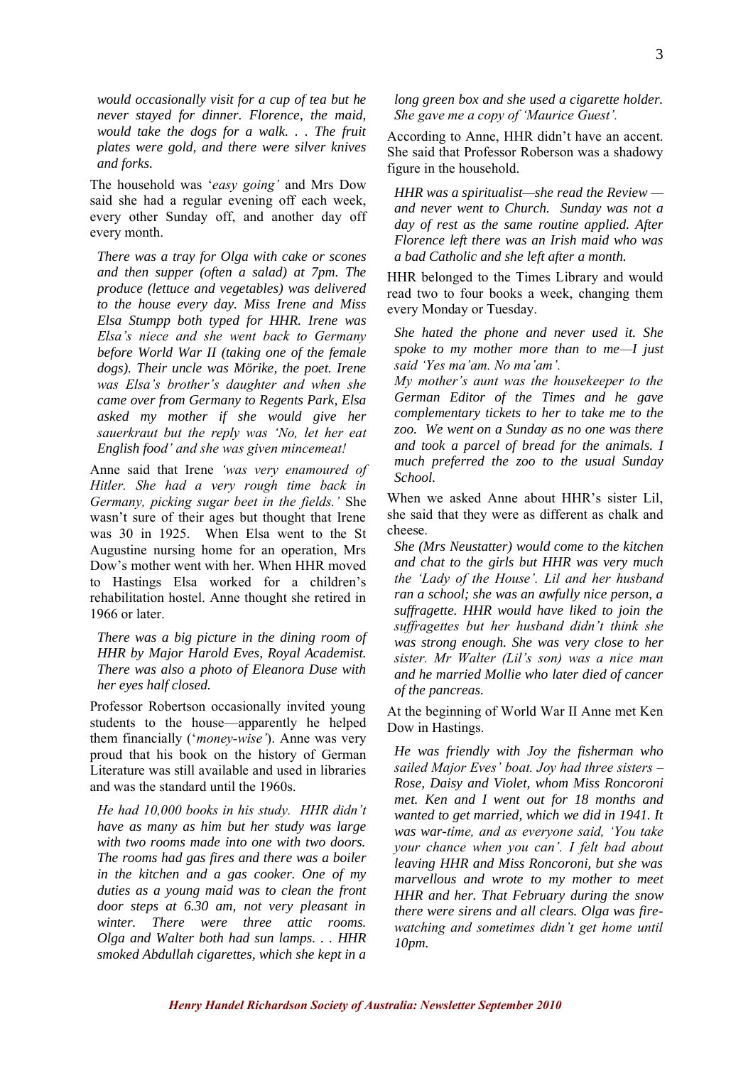*would occasionally visit for a cup of tea but he never stayed for dinner. Florence, the maid, would take the dogs for a walk. . . The fruit plates were gold, and there were silver knives and forks.*

The household was '*easy going'* and Mrs Dow said she had a regular evening off each week, every other Sunday off, and another day off every month.

*There was a tray for Olga with cake or scones and then supper (often a salad) at 7pm. The produce (lettuce and vegetables) was delivered to the house every day. Miss Irene and Miss Elsa Stumpp both typed for HHR. Irene was Elsa's niece and she went back to Germany before World War II (taking one of the female dogs). Their uncle was Mörike, the poet. Irene was Elsa's brother's daughter and when she came over from Germany to Regents Park, Elsa asked my mother if she would give her sauerkraut but the reply was 'No, let her eat English food' and she was given mincemeat!*

Anne said that Irene *'was very enamoured of Hitler. She had a very rough time back in Germany, picking sugar beet in the fields.'* She wasn't sure of their ages but thought that Irene was 30 in 1925. When Elsa went to the St Augustine nursing home for an operation, Mrs Dow's mother went with her. When HHR moved to Hastings Elsa worked for a children's rehabilitation hostel. Anne thought she retired in 1966 or later.

*There was a big picture in the dining room of HHR by Major Harold Eves, Royal Academist. There was also a photo of Eleanora Duse with her eyes half closed.*

Professor Robertson occasionally invited young students to the house—apparently he helped them financially ('*money-wise'*). Anne was very proud that his book on the history of German Literature was still available and used in libraries and was the standard until the 1960s.

*He had 10,000 books in his study. HHR didn't have as many as him but her study was large with two rooms made into one with two doors. The rooms had gas fires and there was a boiler in the kitchen and a gas cooker. One of my duties as a young maid was to clean the front door steps at 6.30 am, not very pleasant in winter. There were three attic rooms. Olga and Walter both had sun lamps. . . HHR smoked Abdullah cigarettes, which she kept in a long green box and she used a cigarette holder. She gave me a copy of 'Maurice Guest'.*

According to Anne, HHR didn't have an accent. She said that Professor Roberson was a shadowy figure in the household.

*HHR was a spiritualist—she read the Review —and never went to Church. Sunday was not a day of rest as the same routine applied. After Florence left there was an Irish maid who was a bad Catholic and she left after a month.*

HHR belonged to the Times Library and would read two to four books a week, changing them every Monday or Tuesday.

*She hated the phone and never used it. She spoke to my mother more than to me—I just said 'Yes ma'am. No ma'am'.*

*My mother's aunt was the housekeeper to the German Editor of the Times and he gave complementary tickets to her to take me to the zoo. We went on a Sunday as no one was there and took a parcel of bread for the animals. I much preferred the zoo to the usual Sunday School.*

When we asked Anne about HHR's sister Lil, she said that they were as different as chalk and cheese.

*She (Mrs Neustatter) would come to the kitchen and chat to the girls but HHR was very much the 'Lady of the House'. Lil and her husband ran a school; she was an awfully nice person, a suffragette. HHR would have liked to join the suffragettes but her husband didn't think she was strong enough. She was very close to her sister. Mr Walter (Lil's son) was a nice man and he married Mollie who later died of cancer of the pancreas.*

At the beginning of World War II Anne met Ken Dow in Hastings.

*He was friendly with Joy the fisherman who sailed Major Eves' boat. Joy had three sisters – Rose, Daisy and Violet, whom Miss Roncoroni met. Ken and I went out for 18 months and wanted to get married, which we did in 1941. It was war-time, and as everyone said, 'You take your chance when you can'. I felt bad about leaving HHR and Miss Roncoroni, but she was marvellous and wrote to my mother to meet HHR and her. That February during the snow there were sirens and all clears. Olga was fire-watching and sometimes didn't get home until 10pm.*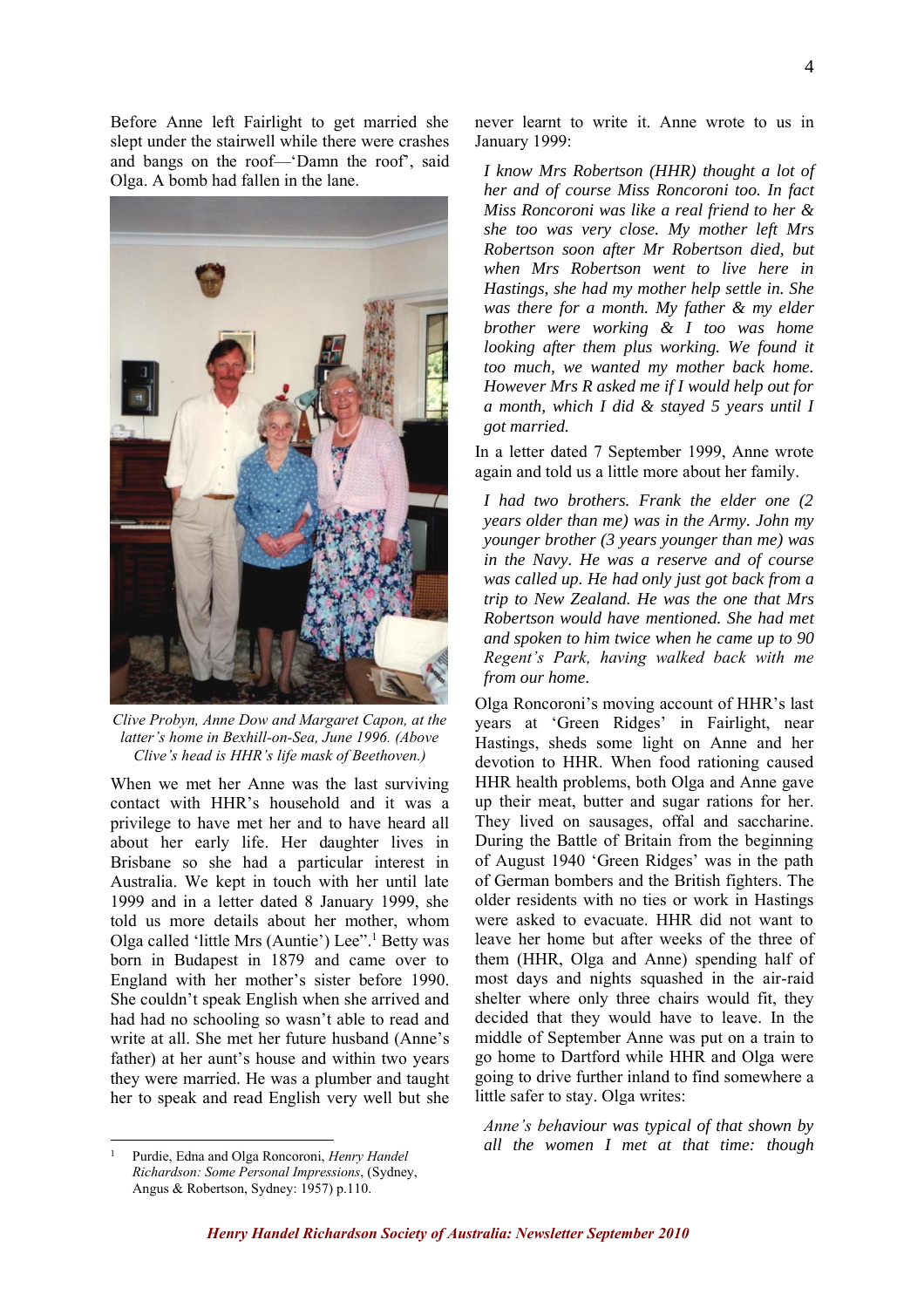Before Anne left Fairlight to get married she slept under the stairwell while there were crashes and bangs on the roof—'Damn the roof', said Olga. A bomb had fallen in the lane.

*Clive Probyn, Anne Dow and Margaret Capon, at the latter's home in Bexhill-on-Sea, June 1996. (Above Clive's head is HHR's life mask of Beethoven.)*

When we met her Anne was the last surviving contact with HHR's household and it was a privilege to have met her and to have heard all about her early life. Her daughter lives in Brisbane so she had a particular interest in Australia. We kept in touch with her until late 1999 and in a letter dated 8 January 1999, she told us more details about her mother, whom Olga called 'little Mrs (Auntie') Lee".[1] Betty was born in Budapest in 1879 and came over to England with her mother's sister before 1990. She couldn't speak English when she arrived and had had no schooling so wasn't able to read and write at all. She met her future husband (Anne's father) at her aunt's house and within two years they were married. He was a plumber and taught her to speak and read English very well but she never learnt to write it. Anne wrote to us in January 1999:

> *I know Mrs Robertson (HHR) thought a lot of her and of course Miss Roncoroni too. In fact Miss Roncoroni was like a real friend to her & she too was very close. My mother left Mrs Robertson soon after Mr Robertson died, but when Mrs Robertson went to live here in Hastings, she had my mother help settle in. She was there for a month. My father & my elder brother were working & I too was home looking after them plus working. We found it too much, we wanted my mother back home. However Mrs R asked me if I would help out for a month, which I did & stayed 5 years until I got married.*

In a letter dated 7 September 1999, Anne wrote again and told us a little more about her family.

> *I had two brothers. Frank the elder one (2 years older than me) was in the Army. John my younger brother (3 years younger than me) was in the Navy. He was a reserve and of course was called up. He had only just got back from a trip to New Zealand. He was the one that Mrs Robertson would have mentioned. She had met and spoken to him twice when he came up to 90 Regent's Park, having walked back with me from our home.*

Olga Roncoroni's moving account of HHR's last years at 'Green Ridges' in Fairlight, near Hastings, sheds some light on Anne and her devotion to HHR. When food rationing caused HHR health problems, both Olga and Anne gave up their meat, butter and sugar rations for her. They lived on sausages, offal and saccharine. During the Battle of Britain from the beginning of August 1940 'Green Ridges' was in the path of German bombers and the British fighters. The older residents with no ties or work in Hastings were asked to evacuate. HHR did not want to leave her home but after weeks of the three of them (HHR, Olga and Anne) spending half of most days and nights squashed in the air-raid shelter where only three chairs would fit, they decided that they would have to leave. In the middle of September Anne was put on a train to go home to Dartford while HHR and Olga were going to drive further inland to find somewhere a little safer to stay. Olga writes:

> *Anne's behaviour was typical of that shown by all the women I met at that time: though*

---

[1] Purdie, Edna and Olga Roncoroni, *Henry Handel Richardson: Some Personal Impressions*, (Sydney, Angus & Robertson, Sydney: 1957) p.110.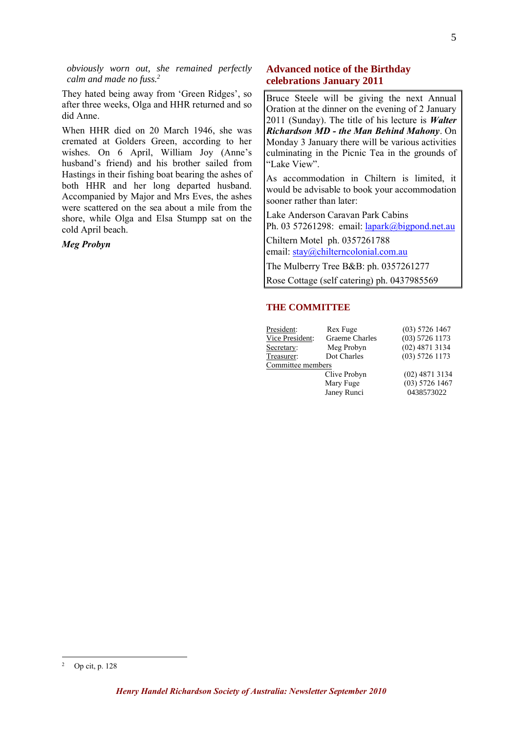*obviously worn out, she remained perfectly calm and made no fuss.*[2]

They hated being away from 'Green Ridges', so after three weeks, Olga and HHR returned and so did Anne.

When HHR died on 20 March 1946, she was cremated at Golders Green, according to her wishes. On 6 April, William Joy (Anne's husband's friend) and his brother sailed from Hastings in their fishing boat bearing the ashes of both HHR and her long departed husband. Accompanied by Major and Mrs Eves, the ashes were scattered on the sea about a mile from the shore, while Olga and Elsa Stumpp sat on the cold April beach.

***Meg Probyn***

## Advanced notice of the Birthday celebrations January 2011

Bruce Steele will be giving the next Annual Oration at the dinner on the evening of 2 January 2011 (Sunday). The title of his lecture is ***Walter Richardson MD - the Man Behind Mahony***. On Monday 3 January there will be various activities culminating in the Picnic Tea in the grounds of "Lake View".

As accommodation in Chiltern is limited, it would be advisable to book your accommodation sooner rather than later:

Lake Anderson Caravan Park Cabins
Ph. 03 57261298: email: lapark@bigpond.net.au

Chiltern Motel ph. 0357261788
email: stay@chilterncolonial.com.au

The Mulberry Tree B&B: ph. 0357261277

Rose Cottage (self catering) ph. 0437985569

## THE COMMITTEE

| | | |
|---|---|---|
| President: | Rex Fuge | (03) 5726 1467 |
| Vice President: | Graeme Charles | (03) 5726 1173 |
| Secretary: | Meg Probyn | (02) 4871 3134 |
| Treasurer: | Dot Charles | (03) 5726 1173 |
| Committee members | | |
| | Clive Probyn | (02) 4871 3134 |
| | Mary Fuge | (03) 5726 1467 |
| | Janey Runci | 0438573022 |

[2] Op cit, p. 128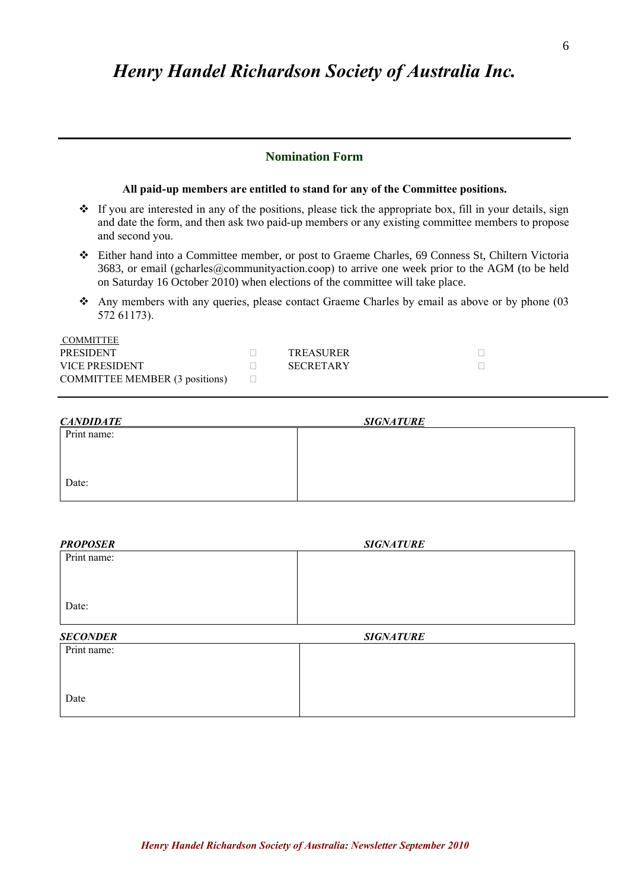# *Henry Handel Richardson Society of Australia Inc.*

---

## Nomination Form

**All paid-up members are entitled to stand for any of the Committee positions.**

- If you are interested in any of the positions, please tick the appropriate box, fill in your details, sign and date the form, and then ask two paid-up members or any existing committee members to propose and second you.
- Either hand into a Committee member, or post to Graeme Charles, 69 Conness St, Chiltern Victoria 3683, or email (gcharles@communityaction.coop) to arrive one week prior to the AGM (to be held on Saturday 16 October 2010) when elections of the committee will take place.
- Any members with any queries, please contact Graeme Charles by email as above or by phone (03 572 61173).

COMMITTEE

| | | | |
|---|---|---|---|
| PRESIDENT | ☐ | TREASURER | ☐ |
| VICE PRESIDENT | ☐ | SECRETARY | ☐ |
| COMMITTEE MEMBER (3 positions) | ☐ | | |

---

| ***CANDIDATE*** | ***SIGNATURE*** |
|---|---|
| Print name:<br><br>Date: | |

| ***PROPOSER*** | ***SIGNATURE*** |
|---|---|
| Print name:<br><br>Date: | |

| ***SECONDER*** | ***SIGNATURE*** |
|---|---|
| Print name:<br><br>Date | |